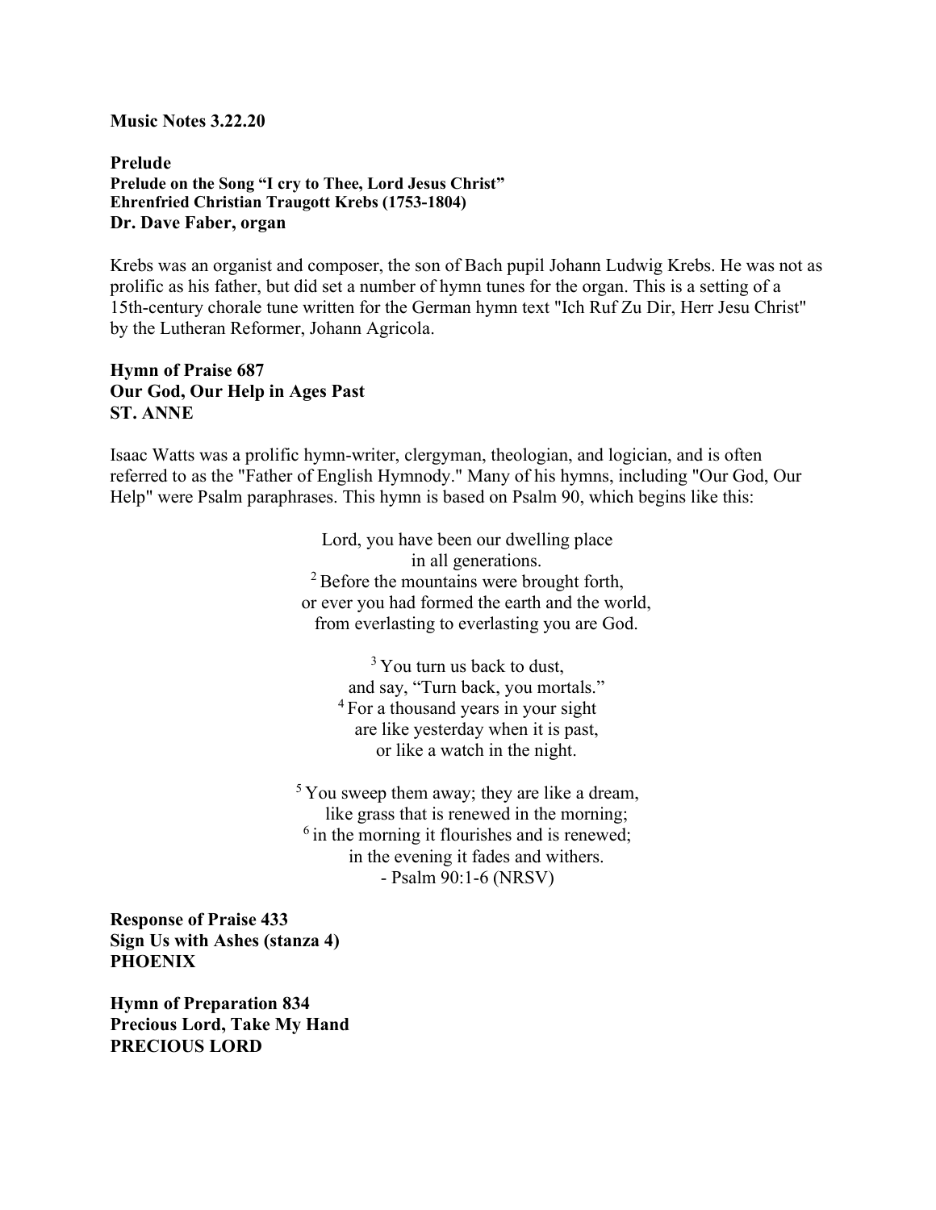**Music Notes 3.22.20**

## Prelude

**Prelude on the Song "I cry to Thee, Lord Jesus Christ"**
**Ehrenfried Christian Traugott Krebs (1753-1804)**
**Dr. Dave Faber, organ**

Krebs was an organist and composer, the son of Bach pupil Johann Ludwig Krebs. He was not as prolific as his father, but did set a number of hymn tunes for the organ. This is a setting of a 15th-century chorale tune written for the German hymn text "Ich Ruf Zu Dir, Herr Jesu Christ" by the Lutheran Reformer, Johann Agricola.

**Hymn of Praise 687**
**Our God, Our Help in Ages Past**
**ST. ANNE**

Isaac Watts was a prolific hymn-writer, clergyman, theologian, and logician, and is often referred to as the "Father of English Hymnody." Many of his hymns, including "Our God, Our Help" were Psalm paraphrases. This hymn is based on Psalm 90, which begins like this:

> Lord, you have been our dwelling place
> in all generations.
> [2] Before the mountains were brought forth,
> or ever you had formed the earth and the world,
> from everlasting to everlasting you are God.
>
> [3] You turn us back to dust,
> and say, "Turn back, you mortals."
> [4] For a thousand years in your sight
> are like yesterday when it is past,
> or like a watch in the night.
>
> [5] You sweep them away; they are like a dream,
> like grass that is renewed in the morning;
> [6] in the morning it flourishes and is renewed;
> in the evening it fades and withers.
> - Psalm 90:1-6 (NRSV)

**Response of Praise 433**
**Sign Us with Ashes (stanza 4)**
**PHOENIX**

**Hymn of Preparation 834**
**Precious Lord, Take My Hand**
**PRECIOUS LORD**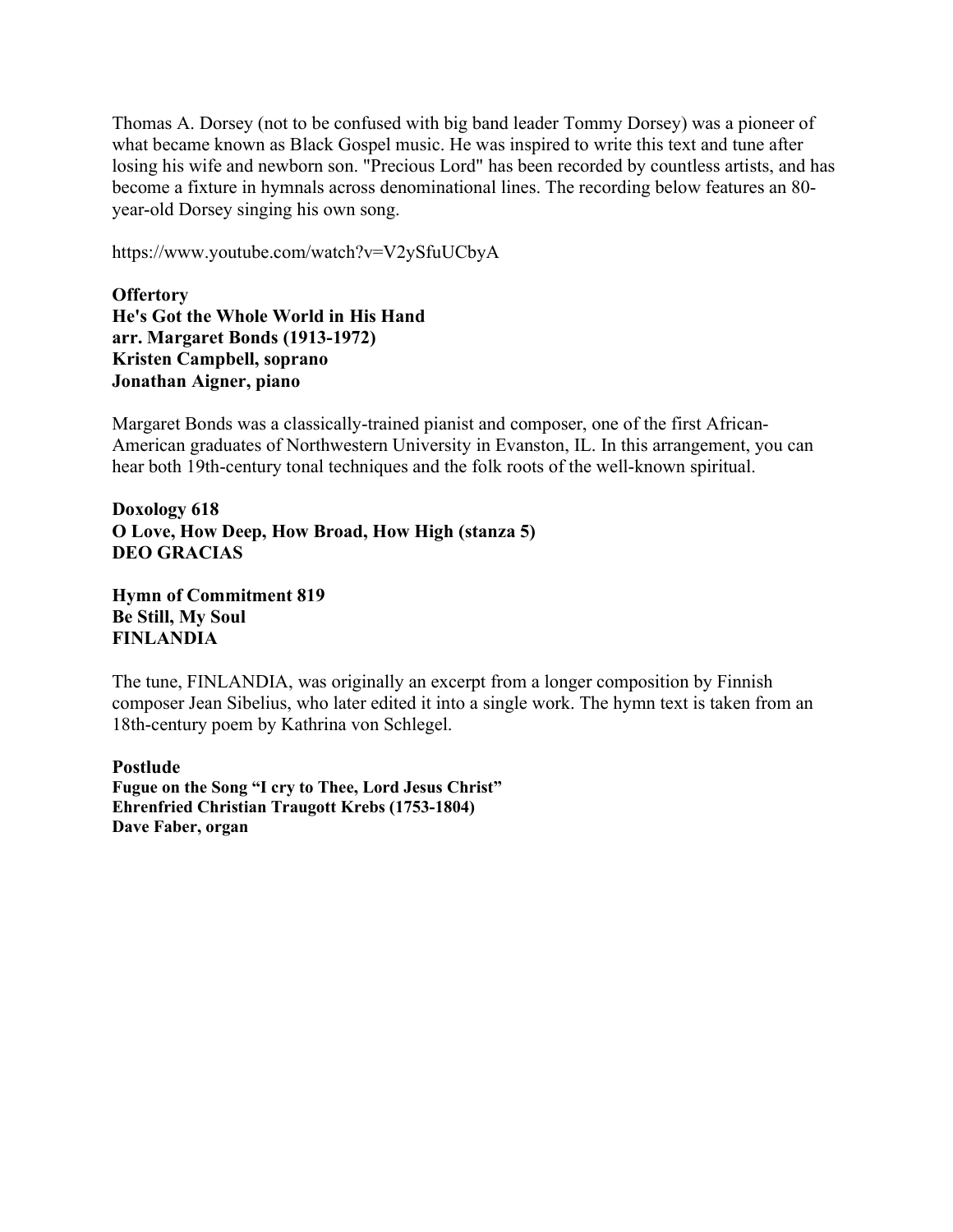Thomas A. Dorsey (not to be confused with big band leader Tommy Dorsey) was a pioneer of what became known as Black Gospel music. He was inspired to write this text and tune after losing his wife and newborn son. "Precious Lord" has been recorded by countless artists, and has become a fixture in hymnals across denominational lines. The recording below features an 80-year-old Dorsey singing his own song.

https://www.youtube.com/watch?v=V2ySfuUCbyA

**Offertory**
**He's Got the Whole World in His Hand**
**arr. Margaret Bonds (1913-1972)**
**Kristen Campbell, soprano**
**Jonathan Aigner, piano**

Margaret Bonds was a classically-trained pianist and composer, one of the first African-American graduates of Northwestern University in Evanston, IL. In this arrangement, you can hear both 19th-century tonal techniques and the folk roots of the well-known spiritual.

**Doxology 618**
**O Love, How Deep, How Broad, How High (stanza 5)**
**DEO GRACIAS**

**Hymn of Commitment 819**
**Be Still, My Soul**
**FINLANDIA**

The tune, FINLANDIA, was originally an excerpt from a longer composition by Finnish composer Jean Sibelius, who later edited it into a single work. The hymn text is taken from an 18th-century poem by Kathrina von Schlegel.

**Postlude**
**Fugue on the Song "I cry to Thee, Lord Jesus Christ"**
**Ehrenfried Christian Traugott Krebs (1753-1804)**
**Dave Faber, organ**